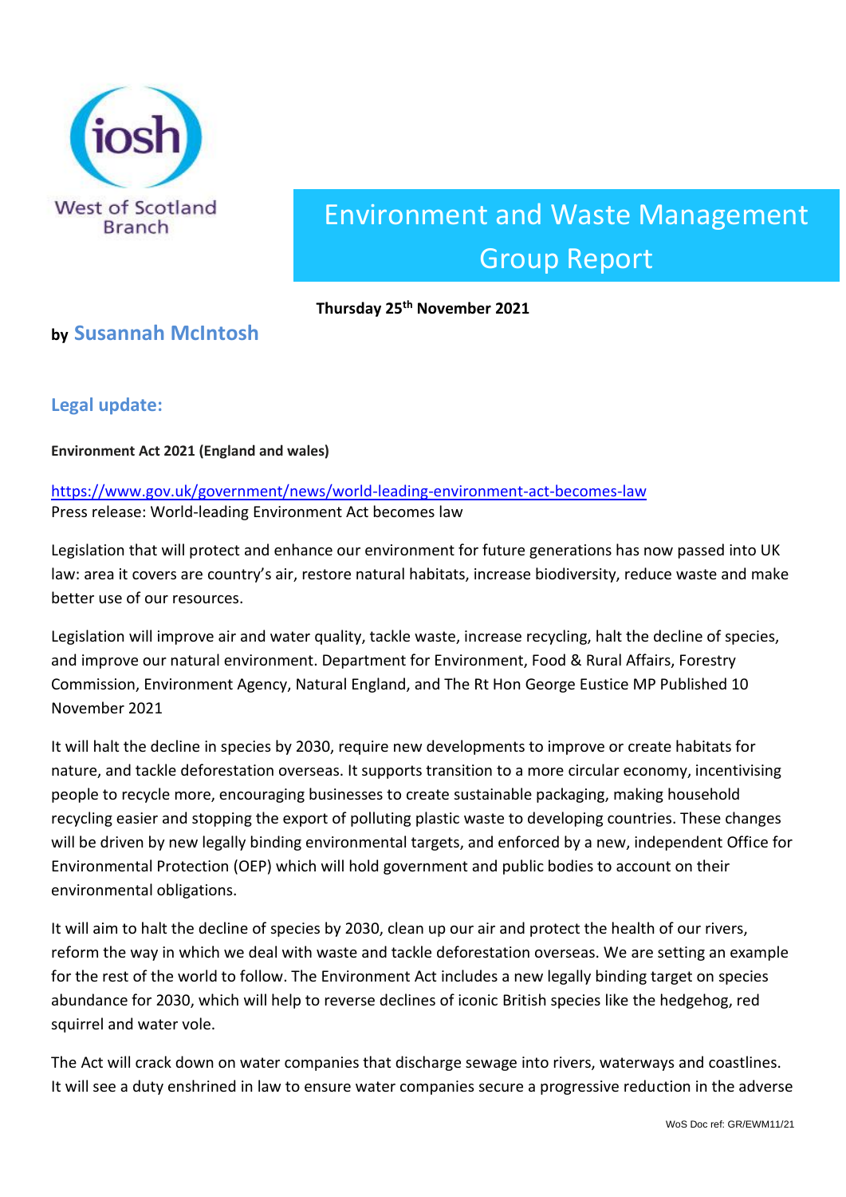West of Scotland Branch

# Environment and Waste Management Group Report

**Thursday 25th November 2021**

**by Susannah McIntosh**

## Legal update:

**Environment Act 2021 (England and wales)**

https://www.gov.uk/government/news/world-leading-environment-act-becomes-law
Press release: World-leading Environment Act becomes law

Legislation that will protect and enhance our environment for future generations has now passed into UK law: area it covers are country's air, restore natural habitats, increase biodiversity, reduce waste and make better use of our resources.

Legislation will improve air and water quality, tackle waste, increase recycling, halt the decline of species, and improve our natural environment. Department for Environment, Food & Rural Affairs, Forestry Commission, Environment Agency, Natural England, and The Rt Hon George Eustice MP Published 10 November 2021

It will halt the decline in species by 2030, require new developments to improve or create habitats for nature, and tackle deforestation overseas. It supports transition to a more circular economy, incentivising people to recycle more, encouraging businesses to create sustainable packaging, making household recycling easier and stopping the export of polluting plastic waste to developing countries. These changes will be driven by new legally binding environmental targets, and enforced by a new, independent Office for Environmental Protection (OEP) which will hold government and public bodies to account on their environmental obligations.

It will aim to halt the decline of species by 2030, clean up our air and protect the health of our rivers, reform the way in which we deal with waste and tackle deforestation overseas. We are setting an example for the rest of the world to follow. The Environment Act includes a new legally binding target on species abundance for 2030, which will help to reverse declines of iconic British species like the hedgehog, red squirrel and water vole.

The Act will crack down on water companies that discharge sewage into rivers, waterways and coastlines. It will see a duty enshrined in law to ensure water companies secure a progressive reduction in the adverse

WoS Doc ref: GR/EWM11/21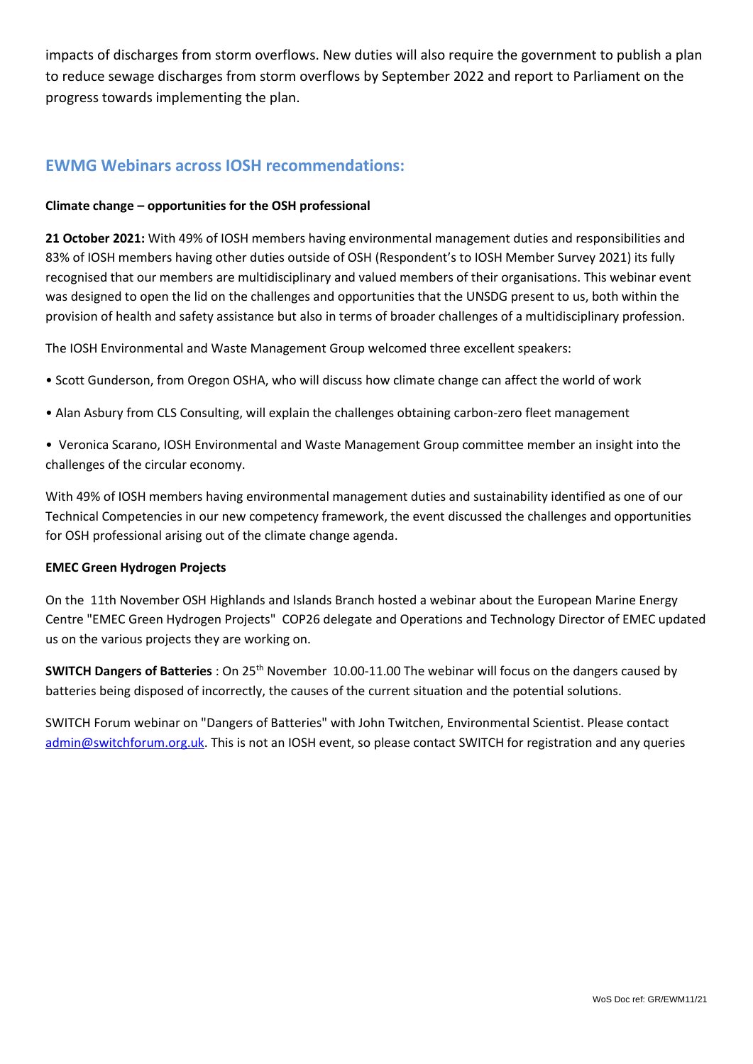impacts of discharges from storm overflows. New duties will also require the government to publish a plan to reduce sewage discharges from storm overflows by September 2022 and report to Parliament on the progress towards implementing the plan.

## EWMG Webinars across IOSH recommendations:

**Climate change – opportunities for the OSH professional**

**21 October 2021:** With 49% of IOSH members having environmental management duties and responsibilities and 83% of IOSH members having other duties outside of OSH (Respondent's to IOSH Member Survey 2021) its fully recognised that our members are multidisciplinary and valued members of their organisations. This webinar event was designed to open the lid on the challenges and opportunities that the UNSDG present to us, both within the provision of health and safety assistance but also in terms of broader challenges of a multidisciplinary profession.

The IOSH Environmental and Waste Management Group welcomed three excellent speakers:

- Scott Gunderson, from Oregon OSHA, who will discuss how climate change can affect the world of work
- Alan Asbury from CLS Consulting, will explain the challenges obtaining carbon-zero fleet management
- Veronica Scarano, IOSH Environmental and Waste Management Group committee member an insight into the challenges of the circular economy.

With 49% of IOSH members having environmental management duties and sustainability identified as one of our Technical Competencies in our new competency framework, the event discussed the challenges and opportunities for OSH professional arising out of the climate change agenda.

**EMEC Green Hydrogen Projects**

On the 11th November OSH Highlands and Islands Branch hosted a webinar about the European Marine Energy Centre "EMEC Green Hydrogen Projects" COP26 delegate and Operations and Technology Director of EMEC updated us on the various projects they are working on.

**SWITCH Dangers of Batteries** : On 25th November 10.00-11.00 The webinar will focus on the dangers caused by batteries being disposed of incorrectly, the causes of the current situation and the potential solutions.

SWITCH Forum webinar on "Dangers of Batteries" with John Twitchen, Environmental Scientist. Please contact admin@switchforum.org.uk. This is not an IOSH event, so please contact SWITCH for registration and any queries